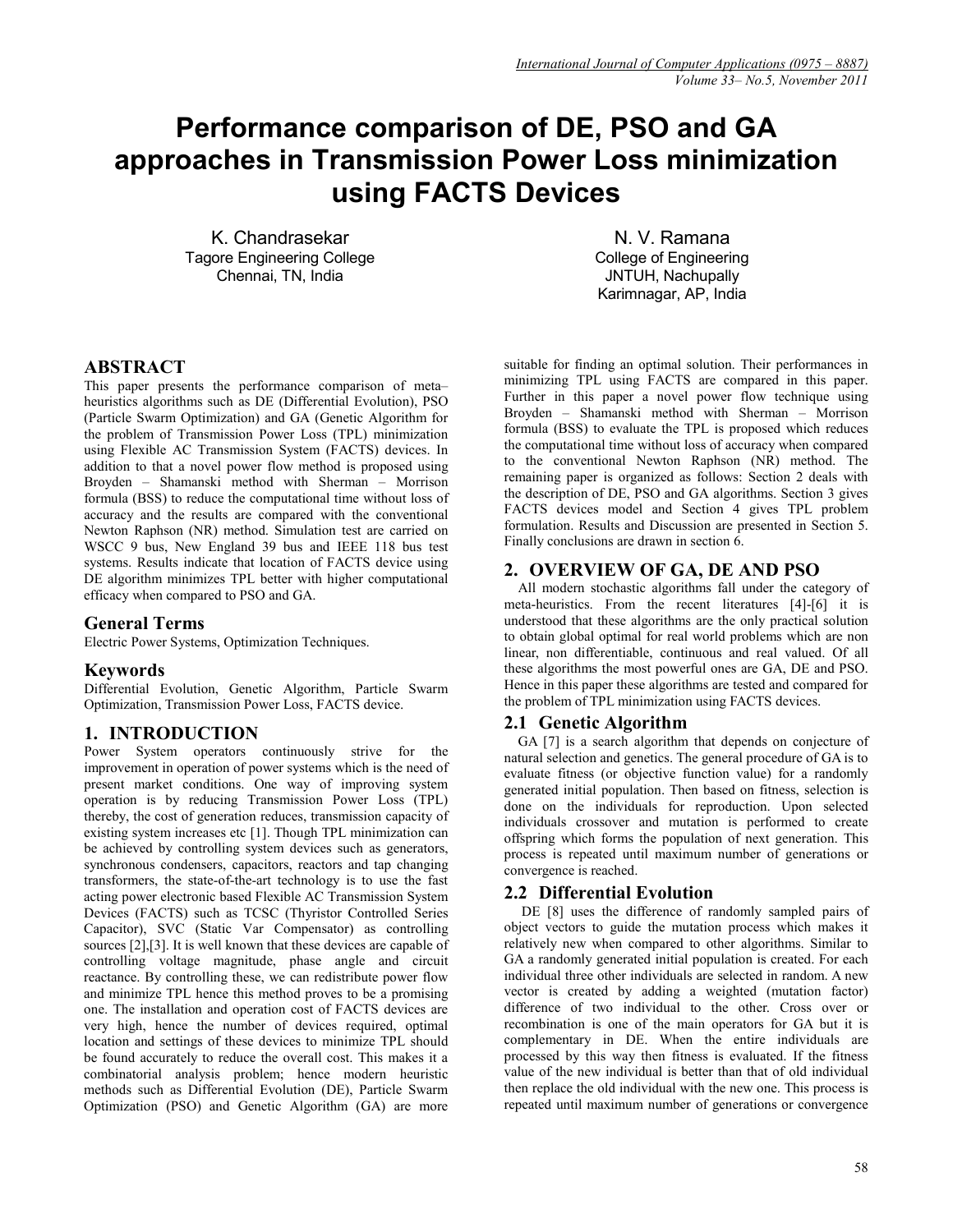# Performance comparison of DE, PSO and GA approaches in Transmission Power Loss minimization using FACTS Devices

K. Chandrasekar
Tagore Engineering College
Chennai, TN, India

N. V. Ramana
College of Engineering
JNTUH, Nachupally
Karimnagar, AP, India

## ABSTRACT

This paper presents the performance comparison of meta–heuristics algorithms such as DE (Differential Evolution), PSO (Particle Swarm Optimization) and GA (Genetic Algorithm for the problem of Transmission Power Loss (TPL) minimization using Flexible AC Transmission System (FACTS) devices. In addition to that a novel power flow method is proposed using Broyden – Shamanski method with Sherman – Morrison formula (BSS) to reduce the computational time without loss of accuracy and the results are compared with the conventional Newton Raphson (NR) method. Simulation test are carried on WSCC 9 bus, New England 39 bus and IEEE 118 bus test systems. Results indicate that location of FACTS device using DE algorithm minimizes TPL better with higher computational efficacy when compared to PSO and GA.

## General Terms

Electric Power Systems, Optimization Techniques.

## Keywords

Differential Evolution, Genetic Algorithm, Particle Swarm Optimization, Transmission Power Loss, FACTS device.

## 1. INTRODUCTION

Power System operators continuously strive for the improvement in operation of power systems which is the need of present market conditions. One way of improving system operation is by reducing Transmission Power Loss (TPL) thereby, the cost of generation reduces, transmission capacity of existing system increases etc [1]. Though TPL minimization can be achieved by controlling system devices such as generators, synchronous condensers, capacitors, reactors and tap changing transformers, the state-of-the-art technology is to use the fast acting power electronic based Flexible AC Transmission System Devices (FACTS) such as TCSC (Thyristor Controlled Series Capacitor), SVC (Static Var Compensator) as controlling sources [2],[3]. It is well known that these devices are capable of controlling voltage magnitude, phase angle and circuit reactance. By controlling these, we can redistribute power flow and minimize TPL hence this method proves to be a promising one. The installation and operation cost of FACTS devices are very high, hence the number of devices required, optimal location and settings of these devices to minimize TPL should be found accurately to reduce the overall cost. This makes it a combinatorial analysis problem; hence modern heuristic methods such as Differential Evolution (DE), Particle Swarm Optimization (PSO) and Genetic Algorithm (GA) are more suitable for finding an optimal solution. Their performances in minimizing TPL using FACTS are compared in this paper. Further in this paper a novel power flow technique using Broyden – Shamanski method with Sherman – Morrison formula (BSS) to evaluate the TPL is proposed which reduces the computational time without loss of accuracy when compared to the conventional Newton Raphson (NR) method. The remaining paper is organized as follows: Section 2 deals with the description of DE, PSO and GA algorithms. Section 3 gives FACTS devices model and Section 4 gives TPL problem formulation. Results and Discussion are presented in Section 5. Finally conclusions are drawn in section 6.

## 2. OVERVIEW OF GA, DE AND PSO

All modern stochastic algorithms fall under the category of meta-heuristics. From the recent literatures [4]-[6] it is understood that these algorithms are the only practical solution to obtain global optimal for real world problems which are non linear, non differentiable, continuous and real valued. Of all these algorithms the most powerful ones are GA, DE and PSO. Hence in this paper these algorithms are tested and compared for the problem of TPL minimization using FACTS devices.

### 2.1 Genetic Algorithm

GA [7] is a search algorithm that depends on conjecture of natural selection and genetics. The general procedure of GA is to evaluate fitness (or objective function value) for a randomly generated initial population. Then based on fitness, selection is done on the individuals for reproduction. Upon selected individuals crossover and mutation is performed to create offspring which forms the population of next generation. This process is repeated until maximum number of generations or convergence is reached.

### 2.2 Differential Evolution

DE [8] uses the difference of randomly sampled pairs of object vectors to guide the mutation process which makes it relatively new when compared to other algorithms. Similar to GA a randomly generated initial population is created. For each individual three other individuals are selected in random. A new vector is created by adding a weighted (mutation factor) difference of two individual to the other. Cross over or recombination is one of the main operators for GA but it is complementary in DE. When the entire individuals are processed by this way then fitness is evaluated. If the fitness value of the new individual is better than that of old individual then replace the old individual with the new one. This process is repeated until maximum number of generations or convergence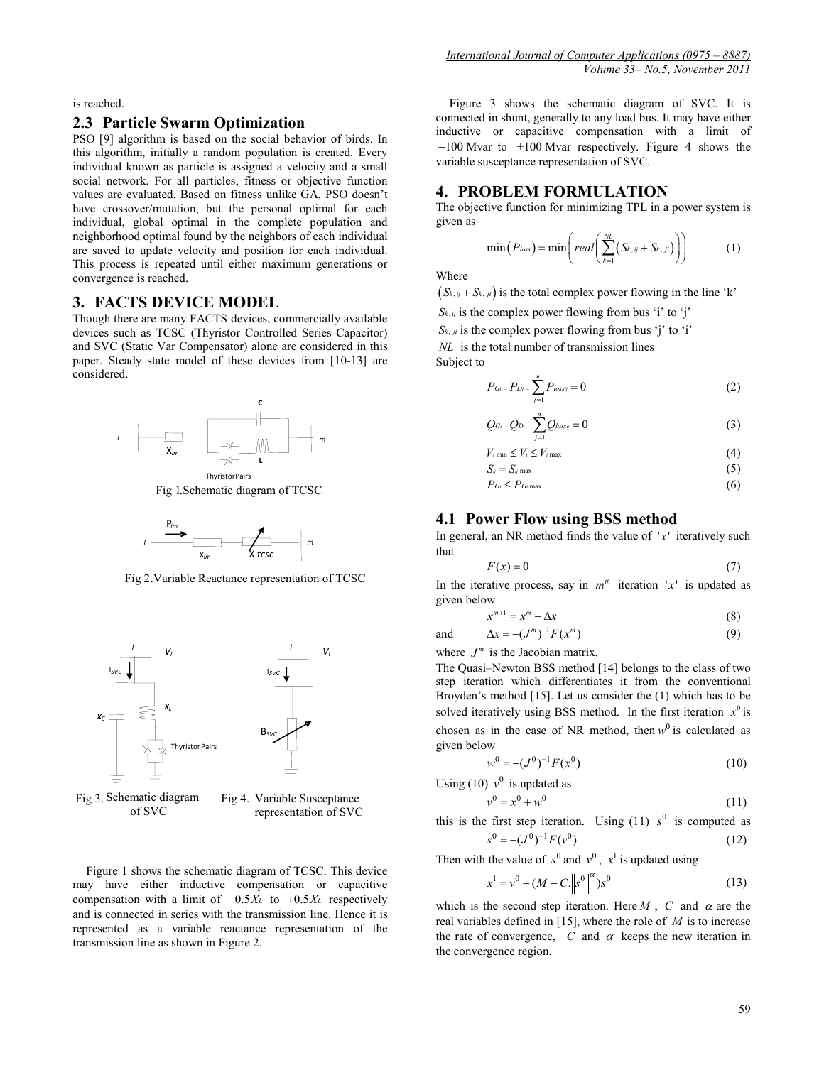is reached.

## 2.3 Particle Swarm Optimization

PSO [9] algorithm is based on the social behavior of birds. In this algorithm, initially a random population is created. Every individual known as particle is assigned a velocity and a small social network. For all particles, fitness or objective function values are evaluated. Based on fitness unlike GA, PSO doesn't have crossover/mutation, but the personal optimal for each individual, global optimal in the complete population and neighborhood optimal found by the neighbors of each individual are saved to update velocity and position for each individual. This process is repeated until either maximum generations or convergence is reached.

# 3. FACTS DEVICE MODEL

Though there are many FACTS devices, commercially available devices such as TCSC (Thyristor Controlled Series Capacitor) and SVC (Static Var Compensator) alone are considered in this paper. Steady state model of these devices from [10-13] are considered.

Fig 1.Schematic diagram of TCSC

Fig 2.Variable Reactance representation of TCSC

Fig 3. Schematic diagram of SVC

Fig 4. Variable Susceptance representation of SVC

Figure 1 shows the schematic diagram of TCSC. This device may have either inductive compensation or capacitive compensation with a limit of $-0.5X_L$ to $+0.5X_L$ respectively and is connected in series with the transmission line. Hence it is represented as a variable reactance representation of the transmission line as shown in Figure 2.

Figure 3 shows the schematic diagram of SVC. It is connected in shunt, generally to any load bus. It may have either inductive or capacitive compensation with a limit of $-100$ Mvar to $+100$ Mvar respectively. Figure 4 shows the variable susceptance representation of SVC.

# 4. PROBLEM FORMULATION

The objective function for minimizing TPL in a power system is given as

$$\min\left(P_{loss}\right) = \min\left(real\left(\sum_{k=1}^{NL}\left(S_{k,ij} + S_{k,ji}\right)\right)\right) \tag{1}$$

Where

$\left(S_{k,ij} + S_{k,ji}\right)$ is the total complex power flowing in the line 'k'

$S_{k,ij}$ is the complex power flowing from bus 'i' to 'j'

$S_{k,ji}$ is the complex power flowing from bus 'j' to 'i'

$NL$ is the total number of transmission lines

Subject to

$$P_{Gi} - P_{Di} - \sum_{j=1}^{n} P_{lossij} = 0 \tag{2}$$

$$Q_{Gi} - Q_{Di} - \sum_{j=1}^{n} Q_{lossij} = 0 \tag{3}$$

$$V_{i\min} \leq V_i \leq V_{i\max} \tag{4}$$

$$S_{ij} = S_{ij\max} \tag{5}$$

$$P_{Gi} \leq P_{Gi\max} \tag{6}$$

## 4.1 Power Flow using BSS method

In general, an NR method finds the value of $'x'$ iteratively such that

$$F(x) = 0 \tag{7}$$

In the iterative process, say in $m^{th}$ iteration $'x'$ is updated as given below

$$x^{m+1} = x^m - \Delta x \tag{8}$$

and $$\Delta x = -(J^m)^{-1} F(x^m) \tag{9}$$

where $J^m$ is the Jacobian matrix.

The Quasi–Newton BSS method [14] belongs to the class of two step iteration which differentiates it from the conventional Broyden's method [15]. Let us consider the (1) which has to be solved iteratively using BSS method. In the first iteration $x^0$ is chosen as in the case of NR method, then $w^0$ is calculated as given below

$$w^0 = -(J^0)^{-1} F(x^0) \tag{10}$$

Using (10) $v^0$ is updated as

$$v^0 = x^0 + w^0 \tag{11}$$

this is the first step iteration. Using (11) $s^0$ is computed as

$$s^0 = -(J^0)^{-1} F(v^0) \tag{12}$$

Then with the value of $s^0$ and $v^0$, $x^1$ is updated using

$$x^1 = v^0 + (M - C.\left\|s^0\right\|^{\alpha})s^0 \tag{13}$$

which is the second step iteration. Here $M$, $C$ and $\alpha$ are the real variables defined in [15], where the role of $M$ is to increase the rate of convergence, $C$ and $\alpha$ keeps the new iteration in the convergence region.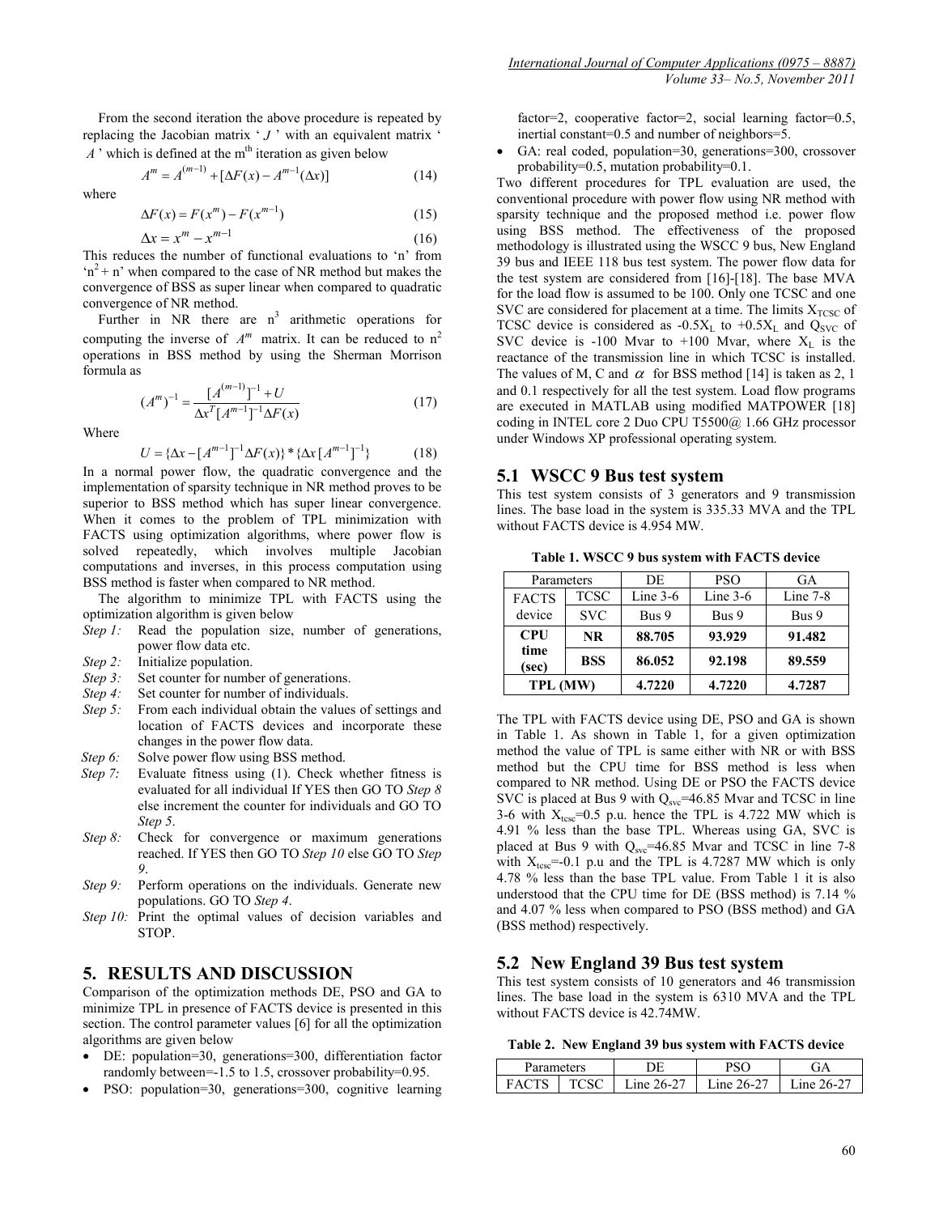From the second iteration the above procedure is repeated by replacing the Jacobian matrix ' $J$ ' with an equivalent matrix ' $A$ ' which is defined at the m[th] iteration as given below

$$A^m = A^{(m-1)} + [\Delta F(x) - A^{m-1}(\Delta x)] \tag{14}$$

where

$$\Delta F(x) = F(x^m) - F(x^{m-1}) \tag{15}$$

$$\Delta x = x^m - x^{m-1} \tag{16}$$

This reduces the number of functional evaluations to 'n' from '$n^2 + n$' when compared to the case of NR method but makes the convergence of BSS as super linear when compared to quadratic convergence of NR method.

Further in NR there are $n^3$ arithmetic operations for computing the inverse of $A^m$ matrix. It can be reduced to $n^2$ operations in BSS method by using the Sherman Morrison formula as

$$(A^m)^{-1} = \frac{[A^{(m-1)}]^{-1} + U}{\Delta x^T [A^{m-1}]^{-1} \Delta F(x)} \tag{17}$$

Where

$$U = \{\Delta x - [A^{m-1}]^{-1} \Delta F(x)\} * \{\Delta x [A^{m-1}]^{-1}\} \tag{18}$$

In a normal power flow, the quadratic convergence and the implementation of sparsity technique in NR method proves to be superior to BSS method which has super linear convergence. When it comes to the problem of TPL minimization with FACTS using optimization algorithms, where power flow is solved repeatedly, which involves multiple Jacobian computations and inverses, in this process computation using BSS method is faster when compared to NR method.

The algorithm to minimize TPL with FACTS using the optimization algorithm is given below

- *Step 1:* Read the population size, number of generations, power flow data etc.
- *Step 2:* Initialize population.
- *Step 3:* Set counter for number of generations.
- *Step 4:* Set counter for number of individuals.
- *Step 5:* From each individual obtain the values of settings and location of FACTS devices and incorporate these changes in the power flow data.
- *Step 6:* Solve power flow using BSS method.
- *Step 7:* Evaluate fitness using (1). Check whether fitness is evaluated for all individual If YES then GO TO *Step 8* else increment the counter for individuals and GO TO *Step 5*.
- *Step 8:* Check for convergence or maximum generations reached. If YES then GO TO *Step 10* else GO TO *Step 9*.
- *Step 9:* Perform operations on the individuals. Generate new populations. GO TO *Step 4*.
- *Step 10:* Print the optimal values of decision variables and STOP.

## 5. RESULTS AND DISCUSSION

Comparison of the optimization methods DE, PSO and GA to minimize TPL in presence of FACTS device is presented in this section. The control parameter values [6] for all the optimization algorithms are given below

- DE: population=30, generations=300, differentiation factor randomly between=-1.5 to 1.5, crossover probability=0.95.
- PSO: population=30, generations=300, cognitive learning factor=2, cooperative factor=2, social learning factor=0.5, inertial constant=0.5 and number of neighbors=5.
- GA: real coded, population=30, generations=300, crossover probability=0.5, mutation probability=0.1.

Two different procedures for TPL evaluation are used, the conventional procedure with power flow using NR method with sparsity technique and the proposed method i.e. power flow using BSS method. The effectiveness of the proposed methodology is illustrated using the WSCC 9 bus, New England 39 bus and IEEE 118 bus test system. The power flow data for the test system are considered from [16]-[18]. The base MVA for the load flow is assumed to be 100. Only one TCSC and one SVC are considered for placement at a time. The limits $X_{TCSC}$ of TCSC device is $-0.5X_L$ to $+0.5X_L$ and $Q_{SVC}$ of SVC device is -100 Mvar to +100 Mvar, where $X_L$ is the reactance of the transmission line in which TCSC is installed. The values of M, C and $\alpha$ for BSS method [14] is taken as 2, 1 and 0.1 respectively for all the test system. Load flow programs are executed in MATLAB using modified MATPOWER [18] coding in INTEL core 2 Duo CPU T5500@ 1.66 GHz processor under Windows XP professional operating system.

### 5.1 WSCC 9 Bus test system

This test system consists of 3 generators and 9 transmission lines. The base load in the system is 335.33 MVA and the TPL without FACTS device is 4.954 MW.

**Table 1. WSCC 9 bus system with FACTS device**

| Parameters | | DE | PSO | GA |
|---|---|---|---|---|
| FACTS device | TCSC | Line 3-6 | Line 3-6 | Line 7-8 |
| | SVC | Bus 9 | Bus 9 | Bus 9 |
| **CPU time (sec)** | **NR** | **88.705** | **93.929** | **91.482** |
| | **BSS** | **86.052** | **92.198** | **89.559** |
| **TPL (MW)** | | **4.7220** | **4.7220** | **4.7287** |

The TPL with FACTS device using DE, PSO and GA is shown in Table 1. As shown in Table 1, for a given optimization method the value of TPL is same either with NR or with BSS method but the CPU time for BSS method is less when compared to NR method. Using DE or PSO the FACTS device SVC is placed at Bus 9 with $Q_{svc}$=46.85 Mvar and TCSC in line 3-6 with $X_{tcsc}$=0.5 p.u. hence the TPL is 4.722 MW which is 4.91 % less than the base TPL. Whereas using GA, SVC is placed at Bus 9 with $Q_{svc}$=46.85 Mvar and TCSC in line 7-8 with $X_{tcsc}$=-0.1 p.u and the TPL is 4.7287 MW which is only 4.78 % less than the base TPL value. From Table 1 it is also understood that the CPU time for DE (BSS method) is 7.14 % and 4.07 % less when compared to PSO (BSS method) and GA (BSS method) respectively.

### 5.2 New England 39 Bus test system

This test system consists of 10 generators and 46 transmission lines. The base load in the system is 6310 MVA and the TPL without FACTS device is 42.74MW.

**Table 2. New England 39 bus system with FACTS device**

| Parameters | | DE | PSO | GA |
|---|---|---|---|---|
| FACTS | TCSC | Line 26-27 | Line 26-27 | Line 26-27 |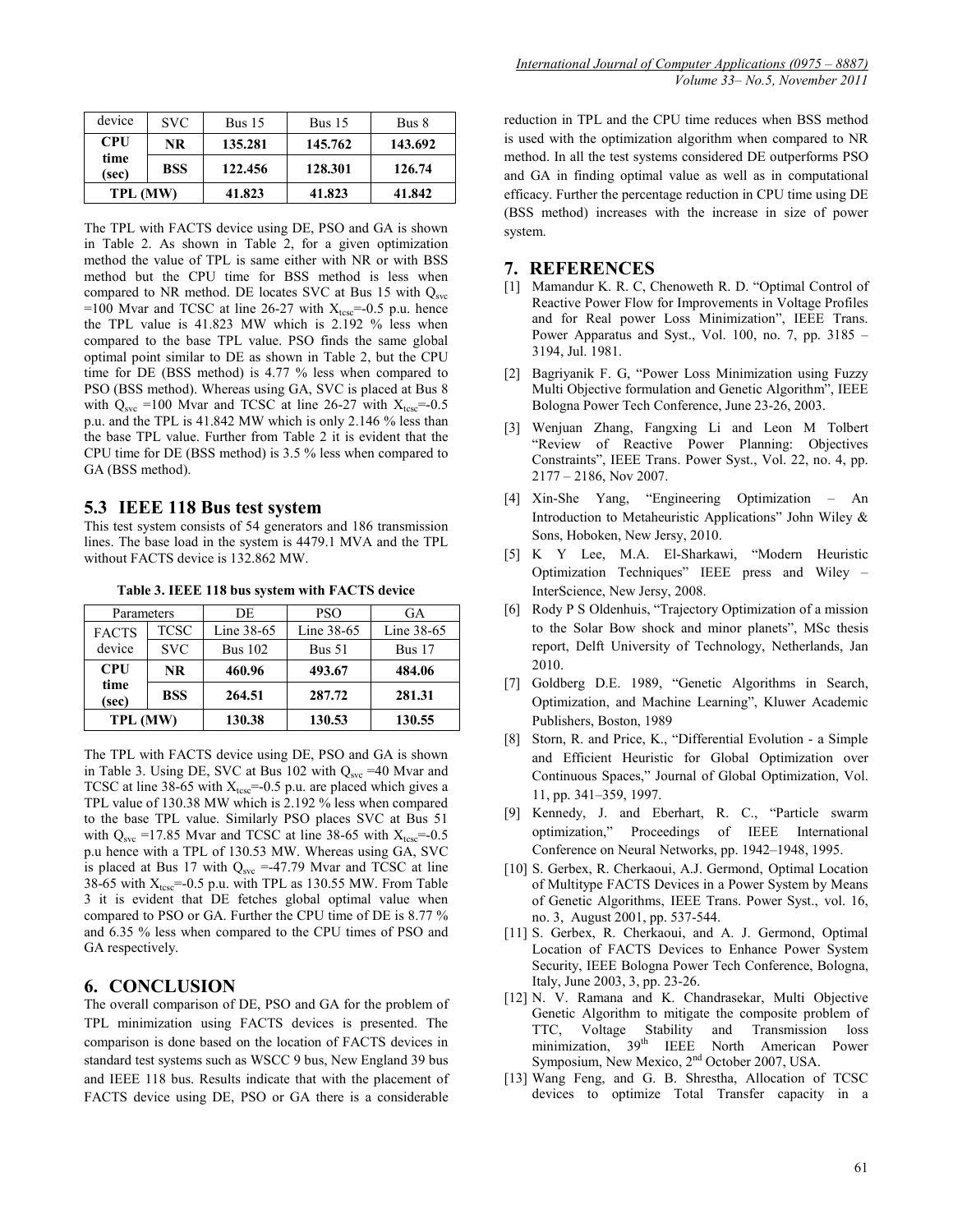| device | SVC | Bus 15 | Bus 15 | Bus 8 |
|---|---|---|---|---|
| **CPU time (sec)** | **NR** | **135.281** | **145.762** | **143.692** |
| | **BSS** | **122.456** | **128.301** | **126.74** |
| **TPL (MW)** | | **41.823** | **41.823** | **41.842** |

The TPL with FACTS device using DE, PSO and GA is shown in Table 2. As shown in Table 2, for a given optimization method the value of TPL is same either with NR or with BSS method but the CPU time for BSS method is less when compared to NR method. DE locates SVC at Bus 15 with $Q_{svc}$ =100 Mvar and TCSC at line 26-27 with $X_{tcsc}$=-0.5 p.u. hence the TPL value is 41.823 MW which is 2.192 % less when compared to the base TPL value. PSO finds the same global optimal point similar to DE as shown in Table 2, but the CPU time for DE (BSS method) is 4.77 % less when compared to PSO (BSS method). Whereas using GA, SVC is placed at Bus 8 with $Q_{svc}$ =100 Mvar and TCSC at line 26-27 with $X_{tcsc}$=-0.5 p.u. and the TPL is 41.842 MW which is only 2.146 % less than the base TPL value. Further from Table 2 it is evident that the CPU time for DE (BSS method) is 3.5 % less when compared to GA (BSS method).

## 5.3 IEEE 118 Bus test system

This test system consists of 54 generators and 186 transmission lines. The base load in the system is 4479.1 MVA and the TPL without FACTS device is 132.862 MW.

**Table 3. IEEE 118 bus system with FACTS device**

| Parameters | | DE | PSO | GA |
|---|---|---|---|---|
| FACTS device | TCSC | Line 38-65 | Line 38-65 | Line 38-65 |
| | SVC | Bus 102 | Bus 51 | Bus 17 |
| **CPU time (sec)** | **NR** | **460.96** | **493.67** | **484.06** |
| | **BSS** | **264.51** | **287.72** | **281.31** |
| **TPL (MW)** | | **130.38** | **130.53** | **130.55** |

The TPL with FACTS device using DE, PSO and GA is shown in Table 3. Using DE, SVC at Bus 102 with $Q_{svc}$ =40 Mvar and TCSC at line 38-65 with $X_{tcsc}$=-0.5 p.u. are placed which gives a TPL value of 130.38 MW which is 2.192 % less when compared to the base TPL value. Similarly PSO places SVC at Bus 51 with $Q_{svc}$ =17.85 Mvar and TCSC at line 38-65 with $X_{tcsc}$=-0.5 p.u hence with a TPL of 130.53 MW. Whereas using GA, SVC is placed at Bus 17 with $Q_{svc}$ =-47.79 Mvar and TCSC at line 38-65 with $X_{tcsc}$=-0.5 p.u. with TPL as 130.55 MW. From Table 3 it is evident that DE fetches global optimal value when compared to PSO or GA. Further the CPU time of DE is 8.77 % and 6.35 % less when compared to the CPU times of PSO and GA respectively.

# 6. CONCLUSION

The overall comparison of DE, PSO and GA for the problem of TPL minimization using FACTS devices is presented. The comparison is done based on the location of FACTS devices in standard test systems such as WSCC 9 bus, New England 39 bus and IEEE 118 bus. Results indicate that with the placement of FACTS device using DE, PSO or GA there is a considerable reduction in TPL and the CPU time reduces when BSS method is used with the optimization algorithm when compared to NR method. In all the test systems considered DE outperforms PSO and GA in finding optimal value as well as in computational efficacy. Further the percentage reduction in CPU time using DE (BSS method) increases with the increase in size of power system.

# 7. REFERENCES

[1] Mamandur K. R. C, Chenoweth R. D. "Optimal Control of Reactive Power Flow for Improvements in Voltage Profiles and for Real power Loss Minimization", IEEE Trans. Power Apparatus and Syst., Vol. 100, no. 7, pp. 3185 – 3194, Jul. 1981.

[2] Bagriyanik F. G, "Power Loss Minimization using Fuzzy Multi Objective formulation and Genetic Algorithm", IEEE Bologna Power Tech Conference, June 23-26, 2003.

[3] Wenjuan Zhang, Fangxing Li and Leon M Tolbert "Review of Reactive Power Planning: Objectives Constraints", IEEE Trans. Power Syst., Vol. 22, no. 4, pp. 2177 – 2186, Nov 2007.

[4] Xin-She Yang, "Engineering Optimization – An Introduction to Metaheuristic Applications" John Wiley & Sons, Hoboken, New Jersy, 2010.

[5] K Y Lee, M.A. El-Sharkawi, "Modern Heuristic Optimization Techniques" IEEE press and Wiley – InterScience, New Jersy, 2008.

[6] Rody P S Oldenhuis, "Trajectory Optimization of a mission to the Solar Bow shock and minor planets", MSc thesis report, Delft University of Technology, Netherlands, Jan 2010.

[7] Goldberg D.E. 1989, "Genetic Algorithms in Search, Optimization, and Machine Learning", Kluwer Academic Publishers, Boston, 1989

[8] Storn, R. and Price, K., "Differential Evolution - a Simple and Efficient Heuristic for Global Optimization over Continuous Spaces," Journal of Global Optimization, Vol. 11, pp. 341–359, 1997.

[9] Kennedy, J. and Eberhart, R. C., "Particle swarm optimization," Proceedings of IEEE International Conference on Neural Networks, pp. 1942–1948, 1995.

[10] S. Gerbex, R. Cherkaoui, A.J. Germond, Optimal Location of Multitype FACTS Devices in a Power System by Means of Genetic Algorithms, IEEE Trans. Power Syst., vol. 16, no. 3, August 2001, pp. 537-544.

[11] S. Gerbex, R. Cherkaoui, and A. J. Germond, Optimal Location of FACTS Devices to Enhance Power System Security, IEEE Bologna Power Tech Conference, Bologna, Italy, June 2003, 3, pp. 23-26.

[12] N. V. Ramana and K. Chandrasekar, Multi Objective Genetic Algorithm to mitigate the composite problem of TTC, Voltage Stability and Transmission loss minimization, 39th IEEE North American Power Symposium, New Mexico, 2nd October 2007, USA.

[13] Wang Feng, and G. B. Shrestha, Allocation of TCSC devices to optimize Total Transfer capacity in a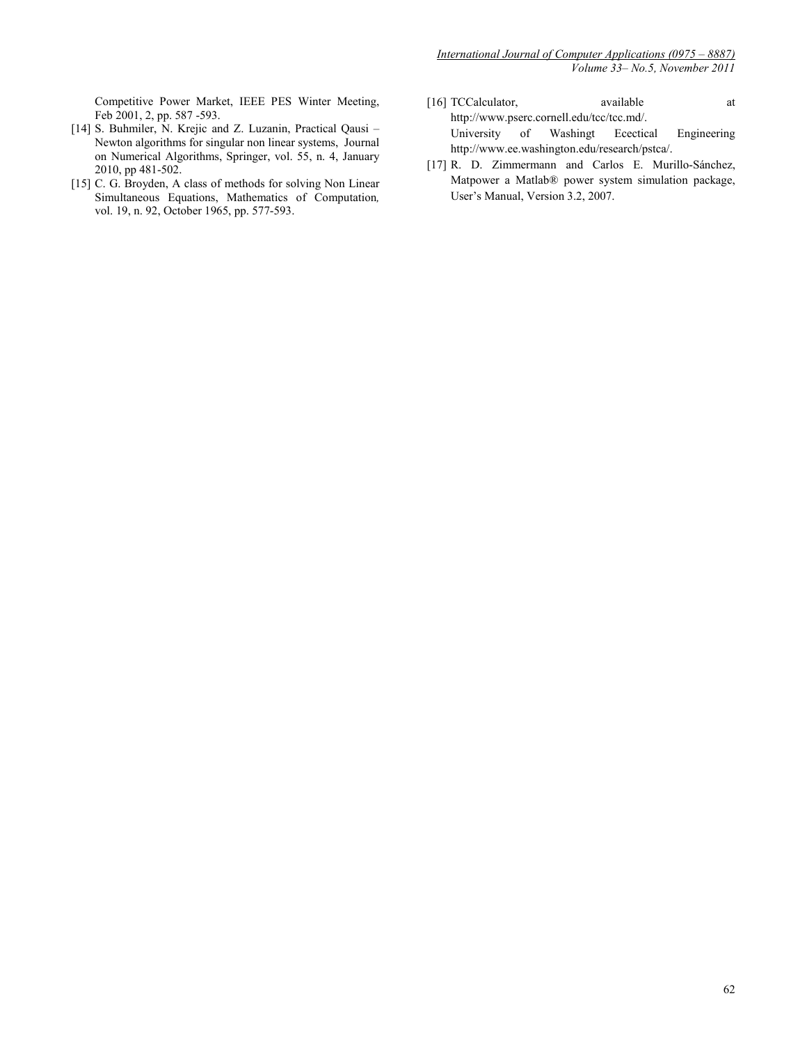Competitive Power Market, IEEE PES Winter Meeting, Feb 2001, 2, pp. 587 -593.

[14] S. Buhmiler, N. Krejic and Z. Luzanin, Practical Qausi – Newton algorithms for singular non linear systems, Journal on Numerical Algorithms, Springer, vol. 55, n. 4, January 2010, pp 481-502.

[15] C. G. Broyden, A class of methods for solving Non Linear Simultaneous Equations, Mathematics of Computation*,* vol. 19, n. 92, October 1965, pp. 577-593.

[16] TCCalculator, available at http://www.pserc.cornell.edu/tcc/tcc.md/. University of Washingt Ecectical Engineering http://www.ee.washington.edu/research/pstca/.

[17] R. D. Zimmermann and Carlos E. Murillo-Sánchez, Matpower a Matlab® power system simulation package, User's Manual, Version 3.2, 2007.